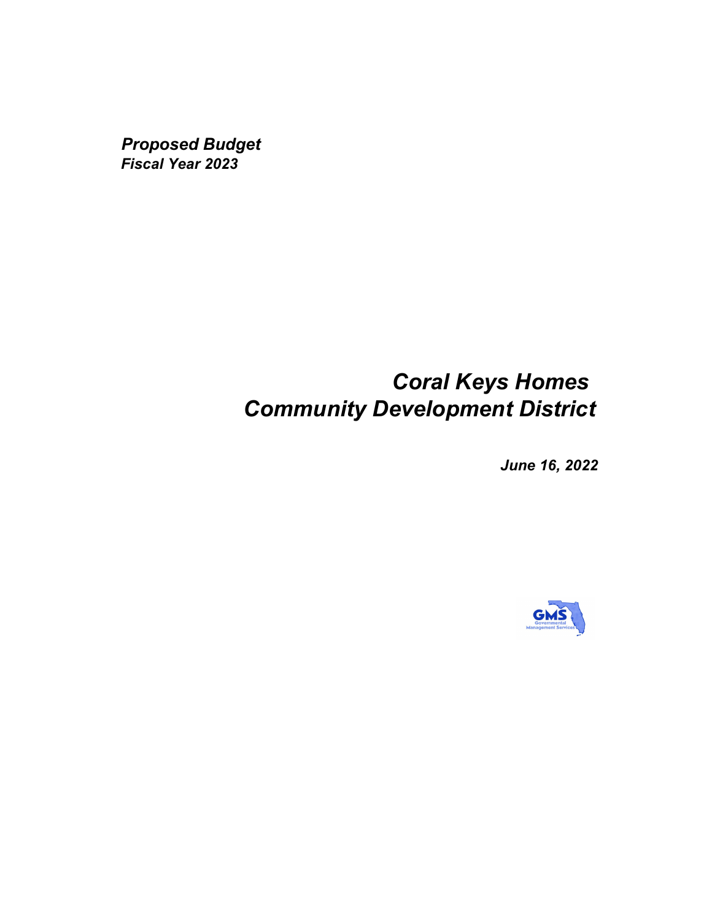***Proposed Budget***
***Fiscal Year 2023***

# *Coral Keys Homes Community Development District*

***June 16, 2022***

GMS
Governmental Management Services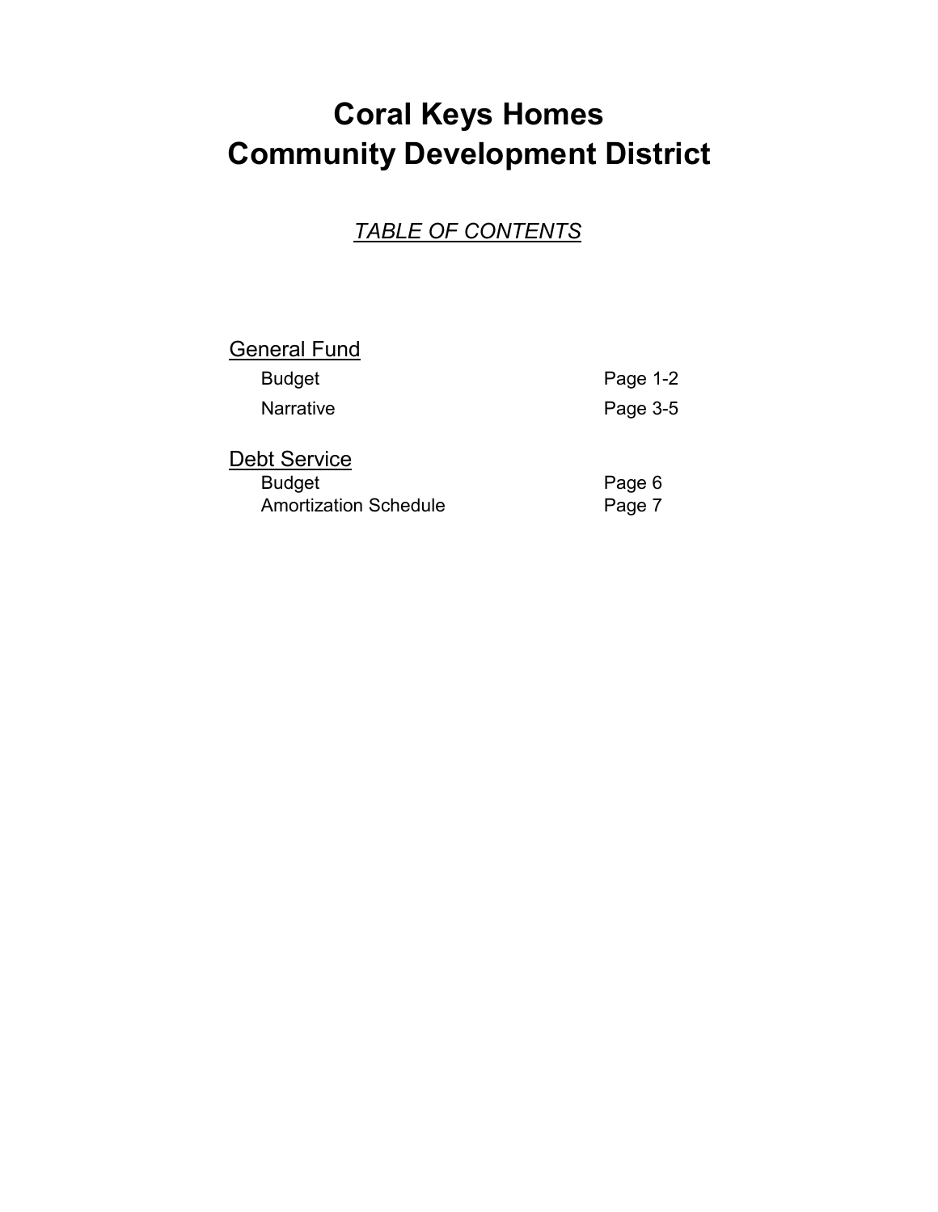# Coral Keys Homes
# Community Development District

*TABLE OF CONTENTS*

## General Fund

| | |
|---|---|
| Budget | Page 1-2 |
| Narrative | Page 3-5 |

## Debt Service

| | |
|---|---|
| Budget | Page 6 |
| Amortization Schedule | Page 7 |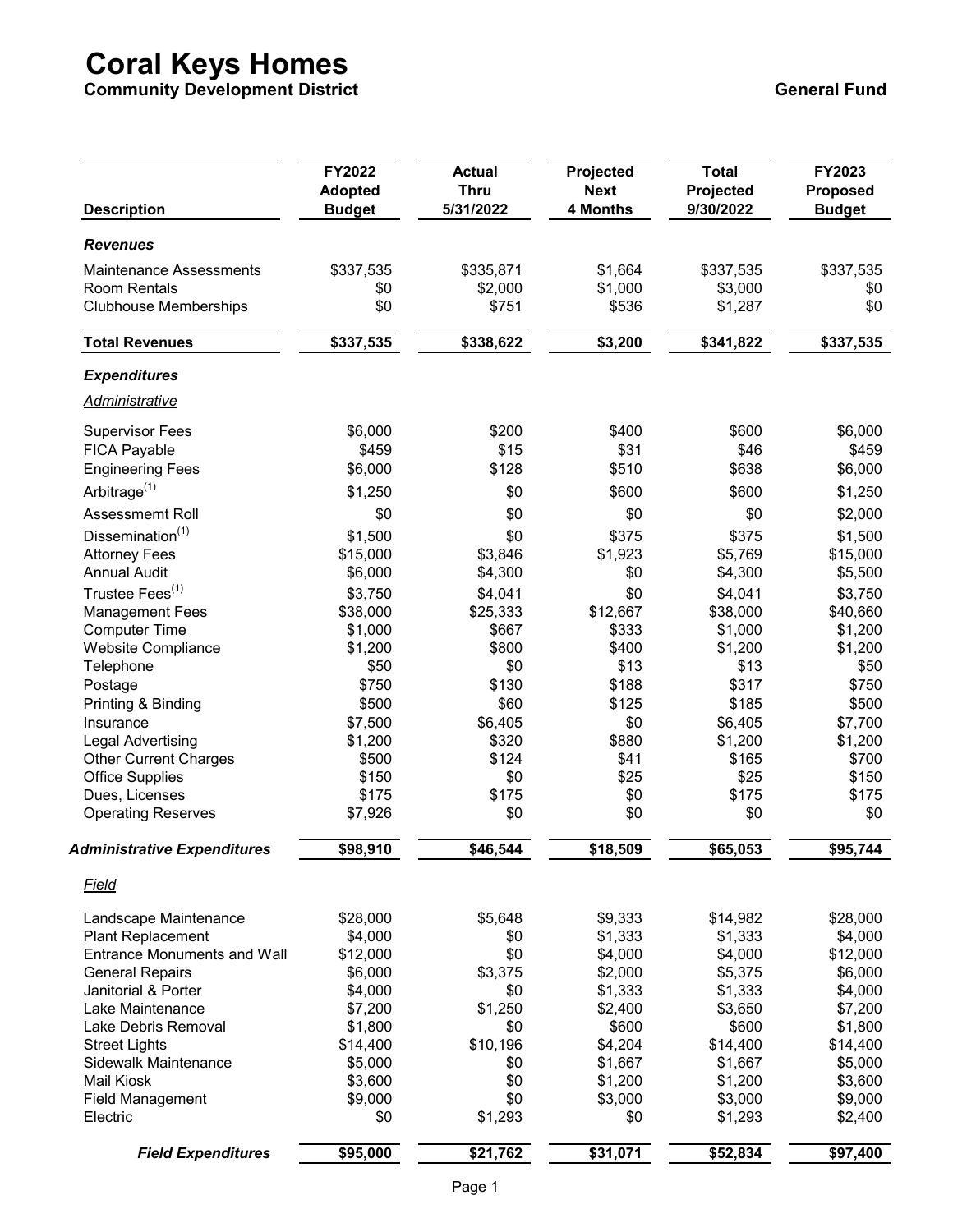# Coral Keys Homes

**Community Development District** | **General Fund**

| Description | FY2022 Adopted Budget | Actual Thru 5/31/2022 | Projected Next 4 Months | Total Projected 9/30/2022 | FY2023 Proposed Budget |
|---|---|---|---|---|---|
| ***Revenues*** | | | | | |
| Maintenance Assessments | $337,535 | $335,871 | $1,664 | $337,535 | $337,535 |
| Room Rentals | $0 | $2,000 | $1,000 | $3,000 | $0 |
| Clubhouse Memberships | $0 | $751 | $536 | $1,287 | $0 |
| **Total Revenues** | **$337,535** | **$338,622** | **$3,200** | **$341,822** | **$337,535** |
| ***Expenditures*** | | | | | |
| *Administrative* | | | | | |
| Supervisor Fees | $6,000 | $200 | $400 | $600 | $6,000 |
| FICA Payable | $459 | $15 | $31 | $46 | $459 |
| Engineering Fees | $6,000 | $128 | $510 | $638 | $6,000 |
| Arbitrage[1] | $1,250 | $0 | $600 | $600 | $1,250 |
| Assessmemt Roll | $0 | $0 | $0 | $0 | $2,000 |
| Dissemination[1] | $1,500 | $0 | $375 | $375 | $1,500 |
| Attorney Fees | $15,000 | $3,846 | $1,923 | $5,769 | $15,000 |
| Annual Audit | $6,000 | $4,300 | $0 | $4,300 | $5,500 |
| Trustee Fees[1] | $3,750 | $4,041 | $0 | $4,041 | $3,750 |
| Management Fees | $38,000 | $25,333 | $12,667 | $38,000 | $40,660 |
| Computer Time | $1,000 | $667 | $333 | $1,000 | $1,200 |
| Website Compliance | $1,200 | $800 | $400 | $1,200 | $1,200 |
| Telephone | $50 | $0 | $13 | $13 | $50 |
| Postage | $750 | $130 | $188 | $317 | $750 |
| Printing & Binding | $500 | $60 | $125 | $185 | $500 |
| Insurance | $7,500 | $6,405 | $0 | $6,405 | $7,700 |
| Legal Advertising | $1,200 | $320 | $880 | $1,200 | $1,200 |
| Other Current Charges | $500 | $124 | $41 | $165 | $700 |
| Office Supplies | $150 | $0 | $25 | $25 | $150 |
| Dues, Licenses | $175 | $175 | $0 | $175 | $175 |
| Operating Reserves | $7,926 | $0 | $0 | $0 | $0 |
| ***Administrative Expenditures*** | **$98,910** | **$46,544** | **$18,509** | **$65,053** | **$95,744** |
| *Field* | | | | | |
| Landscape Maintenance | $28,000 | $5,648 | $9,333 | $14,982 | $28,000 |
| Plant Replacement | $4,000 | $0 | $1,333 | $1,333 | $4,000 |
| Entrance Monuments and Wall | $12,000 | $0 | $4,000 | $4,000 | $12,000 |
| General Repairs | $6,000 | $3,375 | $2,000 | $5,375 | $6,000 |
| Janitorial & Porter | $4,000 | $0 | $1,333 | $1,333 | $4,000 |
| Lake Maintenance | $7,200 | $1,250 | $2,400 | $3,650 | $7,200 |
| Lake Debris Removal | $1,800 | $0 | $600 | $600 | $1,800 |
| Street Lights | $14,400 | $10,196 | $4,204 | $14,400 | $14,400 |
| Sidewalk Maintenance | $5,000 | $0 | $1,667 | $1,667 | $5,000 |
| Mail Kiosk | $3,600 | $0 | $1,200 | $1,200 | $3,600 |
| Field Management | $9,000 | $0 | $3,000 | $3,000 | $9,000 |
| Electric | $0 | $1,293 | $0 | $1,293 | $2,400 |
| ***Field Expenditures*** | **$95,000** | **$21,762** | **$31,071** | **$52,834** | **$97,400** |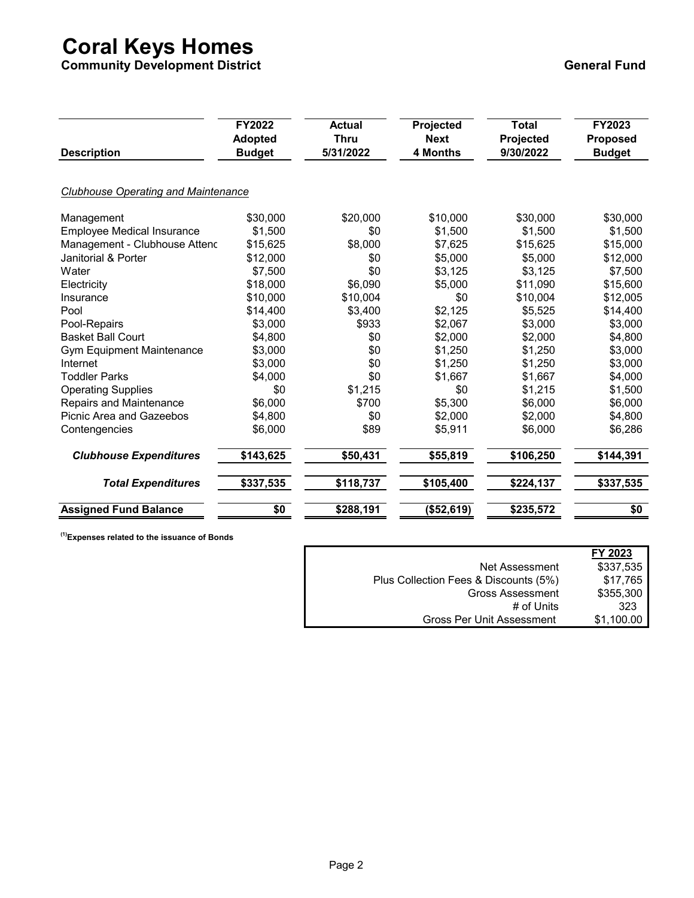# Coral Keys Homes

**Community Development District** **General Fund**

| Description | FY2022 Adopted Budget | Actual Thru 5/31/2022 | Projected Next 4 Months | Total Projected 9/30/2022 | FY2023 Proposed Budget |
|---|---|---|---|---|---|
| *Clubhouse Operating and Maintenance* | | | | | |
| Management | $30,000 | $20,000 | $10,000 | $30,000 | $30,000 |
| Employee Medical Insurance | $1,500 | $0 | $1,500 | $1,500 | $1,500 |
| Management - Clubhouse Attenc | $15,625 | $8,000 | $7,625 | $15,625 | $15,000 |
| Janitorial & Porter | $12,000 | $0 | $5,000 | $5,000 | $12,000 |
| Water | $7,500 | $0 | $3,125 | $3,125 | $7,500 |
| Electricity | $18,000 | $6,090 | $5,000 | $11,090 | $15,600 |
| Insurance | $10,000 | $10,004 | $0 | $10,004 | $12,005 |
| Pool | $14,400 | $3,400 | $2,125 | $5,525 | $14,400 |
| Pool-Repairs | $3,000 | $933 | $2,067 | $3,000 | $3,000 |
| Basket Ball Court | $4,800 | $0 | $2,000 | $2,000 | $4,800 |
| Gym Equipment Maintenance | $3,000 | $0 | $1,250 | $1,250 | $3,000 |
| Internet | $3,000 | $0 | $1,250 | $1,250 | $3,000 |
| Toddler Parks | $4,000 | $0 | $1,667 | $1,667 | $4,000 |
| Operating Supplies | $0 | $1,215 | $0 | $1,215 | $1,500 |
| Repairs and Maintenance | $6,000 | $700 | $5,300 | $6,000 | $6,000 |
| Picnic Area and Gazeebos | $4,800 | $0 | $2,000 | $2,000 | $4,800 |
| Contengencies | $6,000 | $89 | $5,911 | $6,000 | $6,286 |
| ***Clubhouse Expenditures*** | **$143,625** | **$50,431** | **$55,819** | **$106,250** | **$144,391** |
| ***Total Expenditures*** | **$337,535** | **$118,737** | **$105,400** | **$224,137** | **$337,535** |
| **Assigned Fund Balance** | **$0** | **$288,191** | **($52,619)** | **$235,572** | **$0** |

**[1] Expenses related to the issuance of Bonds**

| | FY 2023 |
|---|---|
| Net Assessment | $337,535 |
| Plus Collection Fees & Discounts (5%) | $17,765 |
| Gross Assessment | $355,300 |
| # of Units | 323 |
| Gross Per Unit Assessment | $1,100.00 |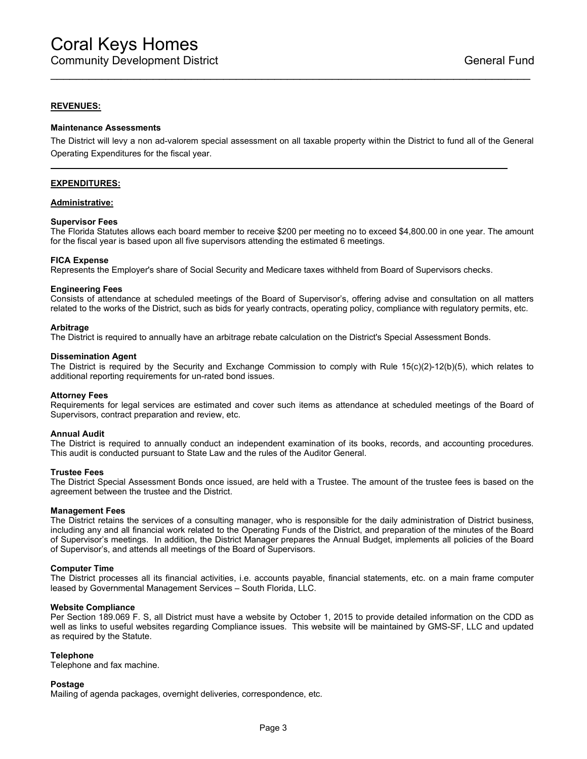# Coral Keys Homes

## Community Development District — General Fund

---

**REVENUES:**

**Maintenance Assessments**

The District will levy a non ad-valorem special assessment on all taxable property within the District to fund all of the General Operating Expenditures for the fiscal year.

---

**EXPENDITURES:**

**Administrative:**

**Supervisor Fees**
The Florida Statutes allows each board member to receive $200 per meeting no to exceed $4,800.00 in one year. The amount for the fiscal year is based upon all five supervisors attending the estimated 6 meetings.

**FICA Expense**
Represents the Employer's share of Social Security and Medicare taxes withheld from Board of Supervisors checks.

**Engineering Fees**
Consists of attendance at scheduled meetings of the Board of Supervisor's, offering advise and consultation on all matters related to the works of the District, such as bids for yearly contracts, operating policy, compliance with regulatory permits, etc.

**Arbitrage**
The District is required to annually have an arbitrage rebate calculation on the District's Special Assessment Bonds.

**Dissemination Agent**
The District is required by the Security and Exchange Commission to comply with Rule 15(c)(2)-12(b)(5), which relates to additional reporting requirements for un-rated bond issues.

**Attorney Fees**
Requirements for legal services are estimated and cover such items as attendance at scheduled meetings of the Board of Supervisors, contract preparation and review, etc.

**Annual Audit**
The District is required to annually conduct an independent examination of its books, records, and accounting procedures. This audit is conducted pursuant to State Law and the rules of the Auditor General.

**Trustee Fees**
The District Special Assessment Bonds once issued, are held with a Trustee. The amount of the trustee fees is based on the agreement between the trustee and the District.

**Management Fees**
The District retains the services of a consulting manager, who is responsible for the daily administration of District business, including any and all financial work related to the Operating Funds of the District, and preparation of the minutes of the Board of Supervisor's meetings. In addition, the District Manager prepares the Annual Budget, implements all policies of the Board of Supervisor's, and attends all meetings of the Board of Supervisors.

**Computer Time**
The District processes all its financial activities, i.e. accounts payable, financial statements, etc. on a main frame computer leased by Governmental Management Services – South Florida, LLC.

**Website Compliance**
Per Section 189.069 F. S, all District must have a website by October 1, 2015 to provide detailed information on the CDD as well as links to useful websites regarding Compliance issues. This website will be maintained by GMS-SF, LLC and updated as required by the Statute.

**Telephone**
Telephone and fax machine.

**Postage**
Mailing of agenda packages, overnight deliveries, correspondence, etc.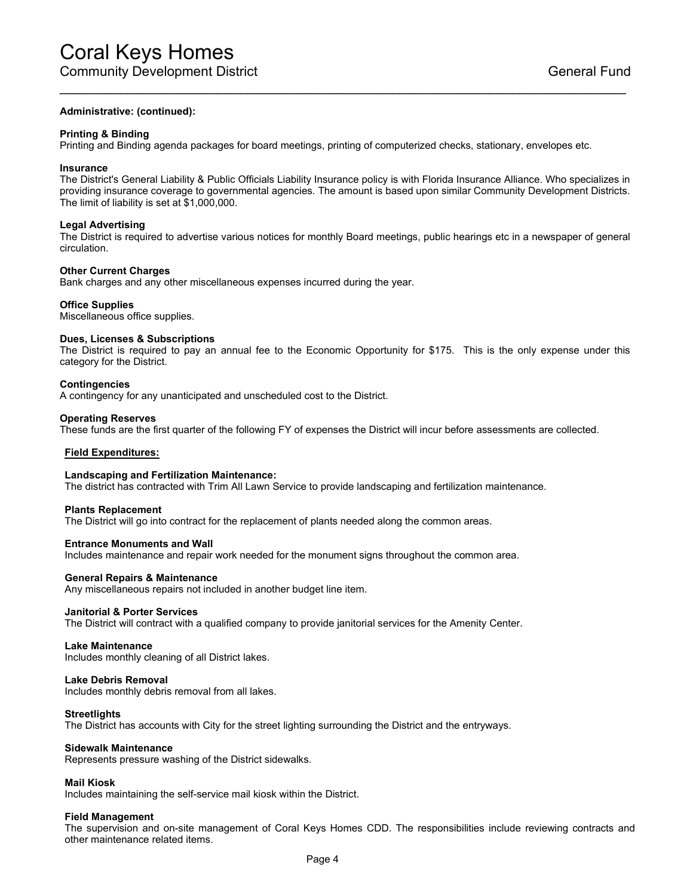# Coral Keys Homes

## Community Development District

General Fund

**Administrative: (continued):**

**Printing & Binding**
Printing and Binding agenda packages for board meetings, printing of computerized checks, stationary, envelopes etc.

**Insurance**
The District's General Liability & Public Officials Liability Insurance policy is with Florida Insurance Alliance. Who specializes in providing insurance coverage to governmental agencies. The amount is based upon similar Community Development Districts. The limit of liability is set at $1,000,000.

**Legal Advertising**
The District is required to advertise various notices for monthly Board meetings, public hearings etc in a newspaper of general circulation.

**Other Current Charges**
Bank charges and any other miscellaneous expenses incurred during the year.

**Office Supplies**
Miscellaneous office supplies.

**Dues, Licenses & Subscriptions**
The District is required to pay an annual fee to the Economic Opportunity for $175. This is the only expense under this category for the District.

**Contingencies**
A contingency for any unanticipated and unscheduled cost to the District.

**Operating Reserves**
These funds are the first quarter of the following FY of expenses the District will incur before assessments are collected.

**Field Expenditures:**

**Landscaping and Fertilization Maintenance:**
The district has contracted with Trim All Lawn Service to provide landscaping and fertilization maintenance.

**Plants Replacement**
The District will go into contract for the replacement of plants needed along the common areas.

**Entrance Monuments and Wall**
Includes maintenance and repair work needed for the monument signs throughout the common area.

**General Repairs & Maintenance**
Any miscellaneous repairs not included in another budget line item.

**Janitorial & Porter Services**
The District will contract with a qualified company to provide janitorial services for the Amenity Center.

**Lake Maintenance**
Includes monthly cleaning of all District lakes.

**Lake Debris Removal**
Includes monthly debris removal from all lakes.

**Streetlights**
The District has accounts with City for the street lighting surrounding the District and the entryways.

**Sidewalk Maintenance**
Represents pressure washing of the District sidewalks.

**Mail Kiosk**
Includes maintaining the self-service mail kiosk within the District.

**Field Management**
The supervision and on-site management of Coral Keys Homes CDD. The responsibilities include reviewing contracts and other maintenance related items.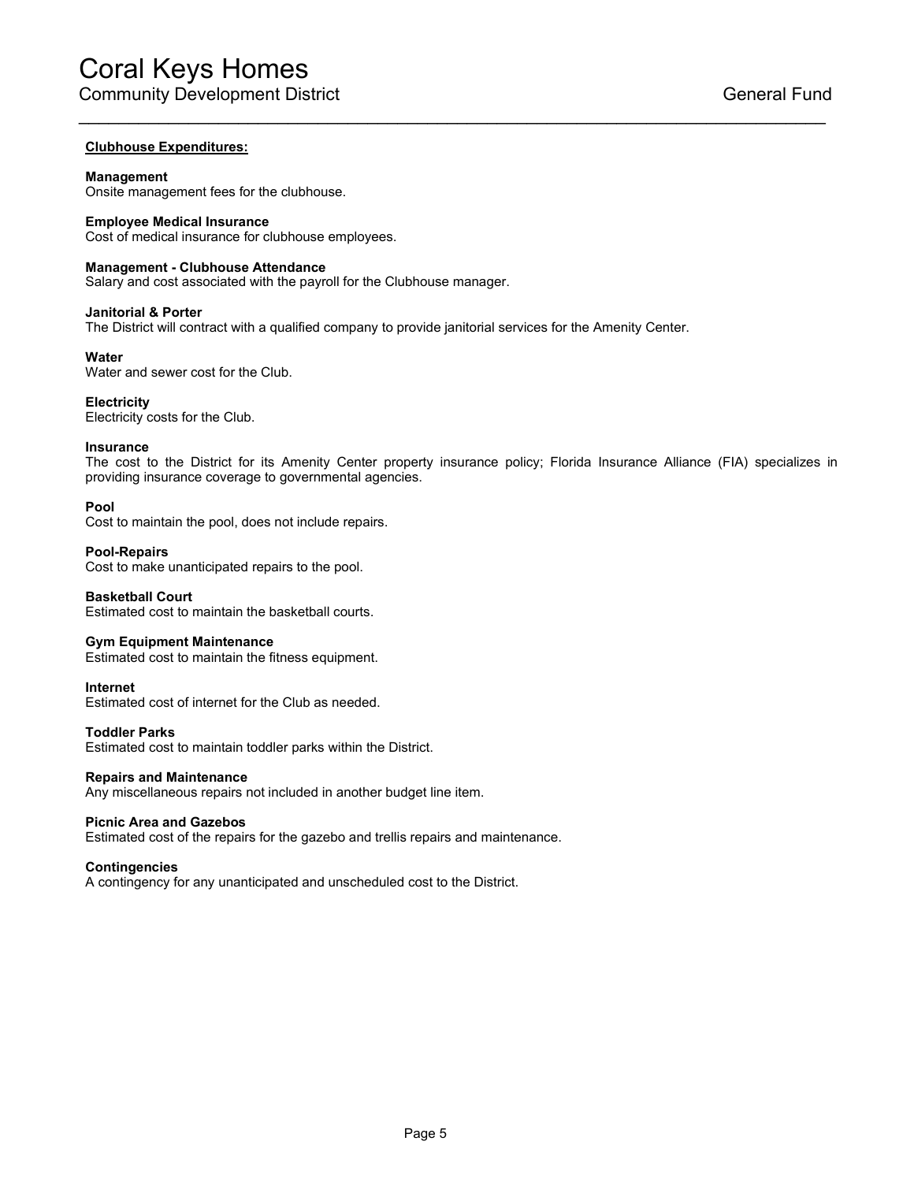**Clubhouse Expenditures:**

**Management**
Onsite management fees for the clubhouse.

**Employee Medical Insurance**
Cost of medical insurance for clubhouse employees.

**Management - Clubhouse Attendance**
Salary and cost associated with the payroll for the Clubhouse manager.

**Janitorial & Porter**
The District will contract with a qualified company to provide janitorial services for the Amenity Center.

**Water**
Water and sewer cost for the Club.

**Electricity**
Electricity costs for the Club.

**Insurance**
The cost to the District for its Amenity Center property insurance policy; Florida Insurance Alliance (FIA) specializes in providing insurance coverage to governmental agencies.

**Pool**
Cost to maintain the pool, does not include repairs.

**Pool-Repairs**
Cost to make unanticipated repairs to the pool.

**Basketball Court**
Estimated cost to maintain the basketball courts.

**Gym Equipment Maintenance**
Estimated cost to maintain the fitness equipment.

**Internet**
Estimated cost of internet for the Club as needed.

**Toddler Parks**
Estimated cost to maintain toddler parks within the District.

**Repairs and Maintenance**
Any miscellaneous repairs not included in another budget line item.

**Picnic Area and Gazebos**
Estimated cost of the repairs for the gazebo and trellis repairs and maintenance.

**Contingencies**
A contingency for any unanticipated and unscheduled cost to the District.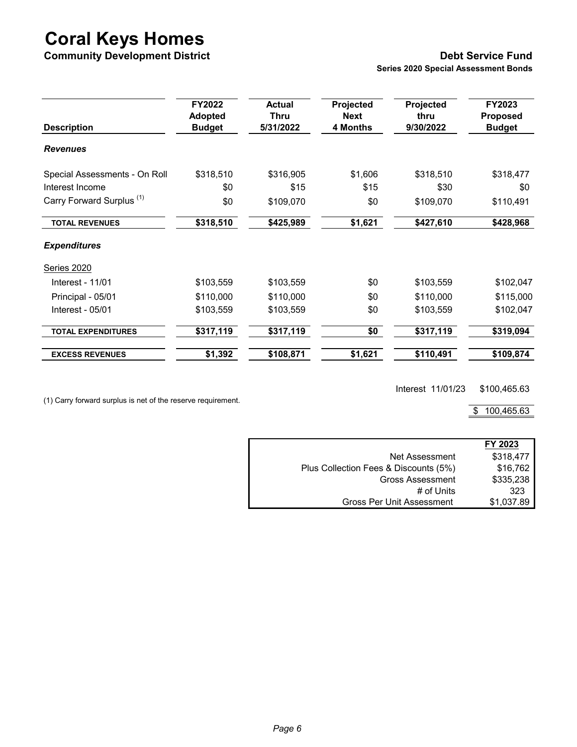# Coral Keys Homes

**Community Development District**

**Debt Service Fund**

**Series 2020 Special Assessment Bonds**

| Description | FY2022 Adopted Budget | Actual Thru 5/31/2022 | Projected Next 4 Months | Projected thru 9/30/2022 | FY2023 Proposed Budget |
|---|---|---|---|---|---|
| ***Revenues*** | | | | | |
| Special Assessments - On Roll | $318,510 | $316,905 | $1,606 | $318,510 | $318,477 |
| Interest Income | $0 | $15 | $15 | $30 | $0 |
| Carry Forward Surplus (1) | $0 | $109,070 | $0 | $109,070 | $110,491 |
| **TOTAL REVENUES** | **$318,510** | **$425,989** | **$1,621** | **$427,610** | **$428,968** |
| ***Expenditures*** | | | | | |
| Series 2020 | | | | | |
| Interest - 11/01 | $103,559 | $103,559 | $0 | $103,559 | $102,047 |
| Principal - 05/01 | $110,000 | $110,000 | $0 | $110,000 | $115,000 |
| Interest - 05/01 | $103,559 | $103,559 | $0 | $103,559 | $102,047 |
| **TOTAL EXPENDITURES** | **$317,119** | **$317,119** | **$0** | **$317,119** | **$319,094** |
| **EXCESS REVENUES** | **$1,392** | **$108,871** | **$1,621** | **$110,491** | **$109,874** |

| | |
|---|---|
| Interest 11/01/23 | $100,465.63 |
| | $ 100,465.63 |

(1) Carry forward surplus is net of the reserve requirement.

| | FY 2023 |
|---|---|
| Net Assessment | $318,477 |
| Plus Collection Fees & Discounts (5%) | $16,762 |
| Gross Assessment | $335,238 |
| # of Units | 323 |
| Gross Per Unit Assessment | $1,037.89 |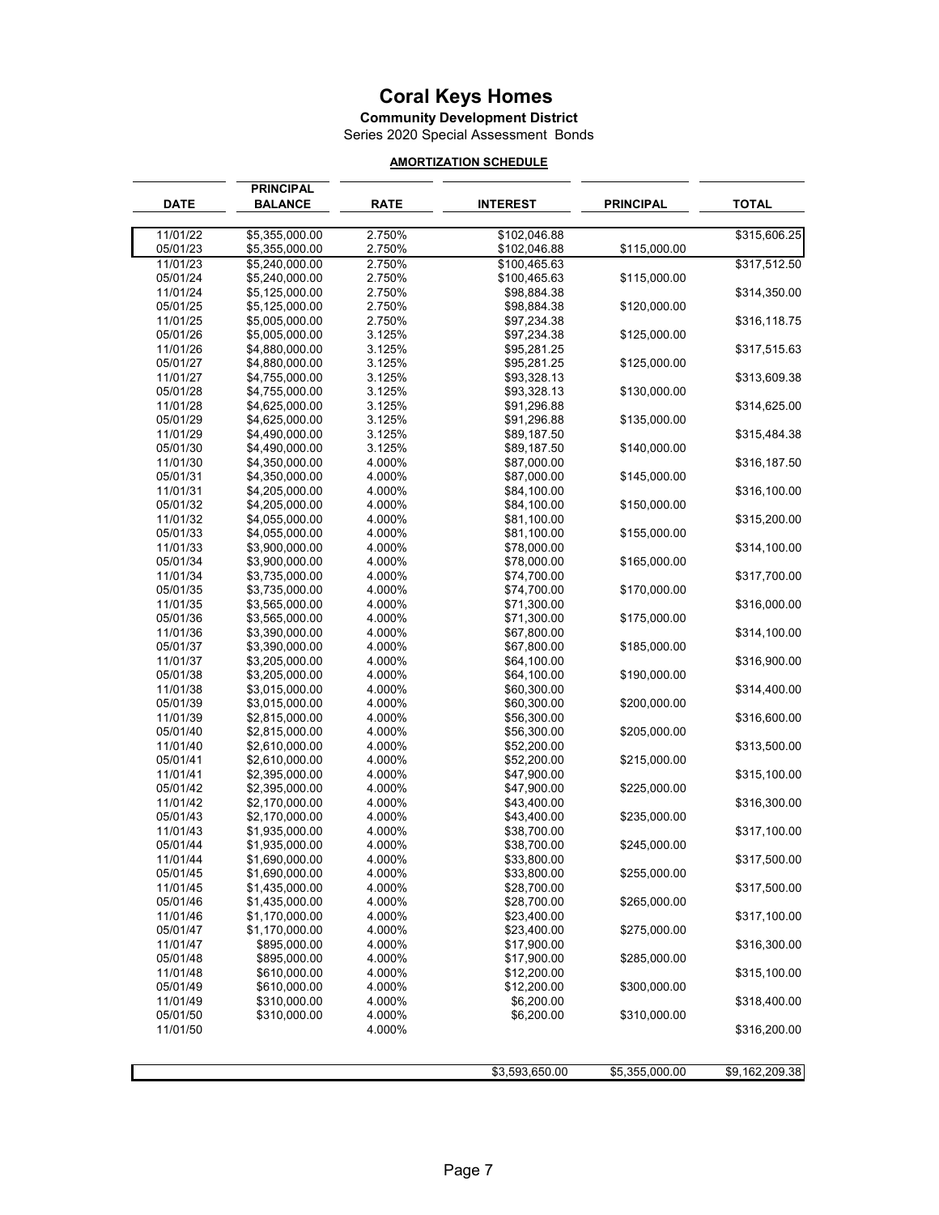# Coral Keys Homes

**Community Development District**

Series 2020 Special Assessment Bonds

**AMORTIZATION SCHEDULE**

| DATE | PRINCIPAL BALANCE | RATE | INTEREST | PRINCIPAL | TOTAL |
|---|---|---|---|---|---|
| 11/01/22 | $5,355,000.00 | 2.750% | $102,046.88 | | $315,606.25 |
| 05/01/23 | $5,355,000.00 | 2.750% | $102,046.88 | $115,000.00 | |
| 11/01/23 | $5,240,000.00 | 2.750% | $100,465.63 | | $317,512.50 |
| 05/01/24 | $5,240,000.00 | 2.750% | $100,465.63 | $115,000.00 | |
| 11/01/24 | $5,125,000.00 | 2.750% | $98,884.38 | | $314,350.00 |
| 05/01/25 | $5,125,000.00 | 2.750% | $98,884.38 | $120,000.00 | |
| 11/01/25 | $5,005,000.00 | 2.750% | $97,234.38 | | $316,118.75 |
| 05/01/26 | $5,005,000.00 | 3.125% | $97,234.38 | $125,000.00 | |
| 11/01/26 | $4,880,000.00 | 3.125% | $95,281.25 | | $317,515.63 |
| 05/01/27 | $4,880,000.00 | 3.125% | $95,281.25 | $125,000.00 | |
| 11/01/27 | $4,755,000.00 | 3.125% | $93,328.13 | | $313,609.38 |
| 05/01/28 | $4,755,000.00 | 3.125% | $93,328.13 | $130,000.00 | |
| 11/01/28 | $4,625,000.00 | 3.125% | $91,296.88 | | $314,625.00 |
| 05/01/29 | $4,625,000.00 | 3.125% | $91,296.88 | $135,000.00 | |
| 11/01/29 | $4,490,000.00 | 3.125% | $89,187.50 | | $315,484.38 |
| 05/01/30 | $4,490,000.00 | 3.125% | $89,187.50 | $140,000.00 | |
| 11/01/30 | $4,350,000.00 | 4.000% | $87,000.00 | | $316,187.50 |
| 05/01/31 | $4,350,000.00 | 4.000% | $87,000.00 | $145,000.00 | |
| 11/01/31 | $4,205,000.00 | 4.000% | $84,100.00 | | $316,100.00 |
| 05/01/32 | $4,205,000.00 | 4.000% | $84,100.00 | $150,000.00 | |
| 11/01/32 | $4,055,000.00 | 4.000% | $81,100.00 | | $315,200.00 |
| 05/01/33 | $4,055,000.00 | 4.000% | $81,100.00 | $155,000.00 | |
| 11/01/33 | $3,900,000.00 | 4.000% | $78,000.00 | | $314,100.00 |
| 05/01/34 | $3,900,000.00 | 4.000% | $78,000.00 | $165,000.00 | |
| 11/01/34 | $3,735,000.00 | 4.000% | $74,700.00 | | $317,700.00 |
| 05/01/35 | $3,735,000.00 | 4.000% | $74,700.00 | $170,000.00 | |
| 11/01/35 | $3,565,000.00 | 4.000% | $71,300.00 | | $316,000.00 |
| 05/01/36 | $3,565,000.00 | 4.000% | $71,300.00 | $175,000.00 | |
| 11/01/36 | $3,390,000.00 | 4.000% | $67,800.00 | | $314,100.00 |
| 05/01/37 | $3,390,000.00 | 4.000% | $67,800.00 | $185,000.00 | |
| 11/01/37 | $3,205,000.00 | 4.000% | $64,100.00 | | $316,900.00 |
| 05/01/38 | $3,205,000.00 | 4.000% | $64,100.00 | $190,000.00 | |
| 11/01/38 | $3,015,000.00 | 4.000% | $60,300.00 | | $314,400.00 |
| 05/01/39 | $3,015,000.00 | 4.000% | $60,300.00 | $200,000.00 | |
| 11/01/39 | $2,815,000.00 | 4.000% | $56,300.00 | | $316,600.00 |
| 05/01/40 | $2,815,000.00 | 4.000% | $56,300.00 | $205,000.00 | |
| 11/01/40 | $2,610,000.00 | 4.000% | $52,200.00 | | $313,500.00 |
| 05/01/41 | $2,610,000.00 | 4.000% | $52,200.00 | $215,000.00 | |
| 11/01/41 | $2,395,000.00 | 4.000% | $47,900.00 | | $315,100.00 |
| 05/01/42 | $2,395,000.00 | 4.000% | $47,900.00 | $225,000.00 | |
| 11/01/42 | $2,170,000.00 | 4.000% | $43,400.00 | | $316,300.00 |
| 05/01/43 | $2,170,000.00 | 4.000% | $43,400.00 | $235,000.00 | |
| 11/01/43 | $1,935,000.00 | 4.000% | $38,700.00 | | $317,100.00 |
| 05/01/44 | $1,935,000.00 | 4.000% | $38,700.00 | $245,000.00 | |
| 11/01/44 | $1,690,000.00 | 4.000% | $33,800.00 | | $317,500.00 |
| 05/01/45 | $1,690,000.00 | 4.000% | $33,800.00 | $255,000.00 | |
| 11/01/45 | $1,435,000.00 | 4.000% | $28,700.00 | | $317,500.00 |
| 05/01/46 | $1,435,000.00 | 4.000% | $28,700.00 | $265,000.00 | |
| 11/01/46 | $1,170,000.00 | 4.000% | $23,400.00 | | $317,100.00 |
| 05/01/47 | $1,170,000.00 | 4.000% | $23,400.00 | $275,000.00 | |
| 11/01/47 | $895,000.00 | 4.000% | $17,900.00 | | $316,300.00 |
| 05/01/48 | $895,000.00 | 4.000% | $17,900.00 | $285,000.00 | |
| 11/01/48 | $610,000.00 | 4.000% | $12,200.00 | | $315,100.00 |
| 05/01/49 | $610,000.00 | 4.000% | $12,200.00 | $300,000.00 | |
| 11/01/49 | $310,000.00 | 4.000% | $6,200.00 | | $318,400.00 |
| 05/01/50 | $310,000.00 | 4.000% | $6,200.00 | $310,000.00 | |
| 11/01/50 | | 4.000% | | | $316,200.00 |
| | | | $3,593,650.00 | $5,355,000.00 | $9,162,209.38 |